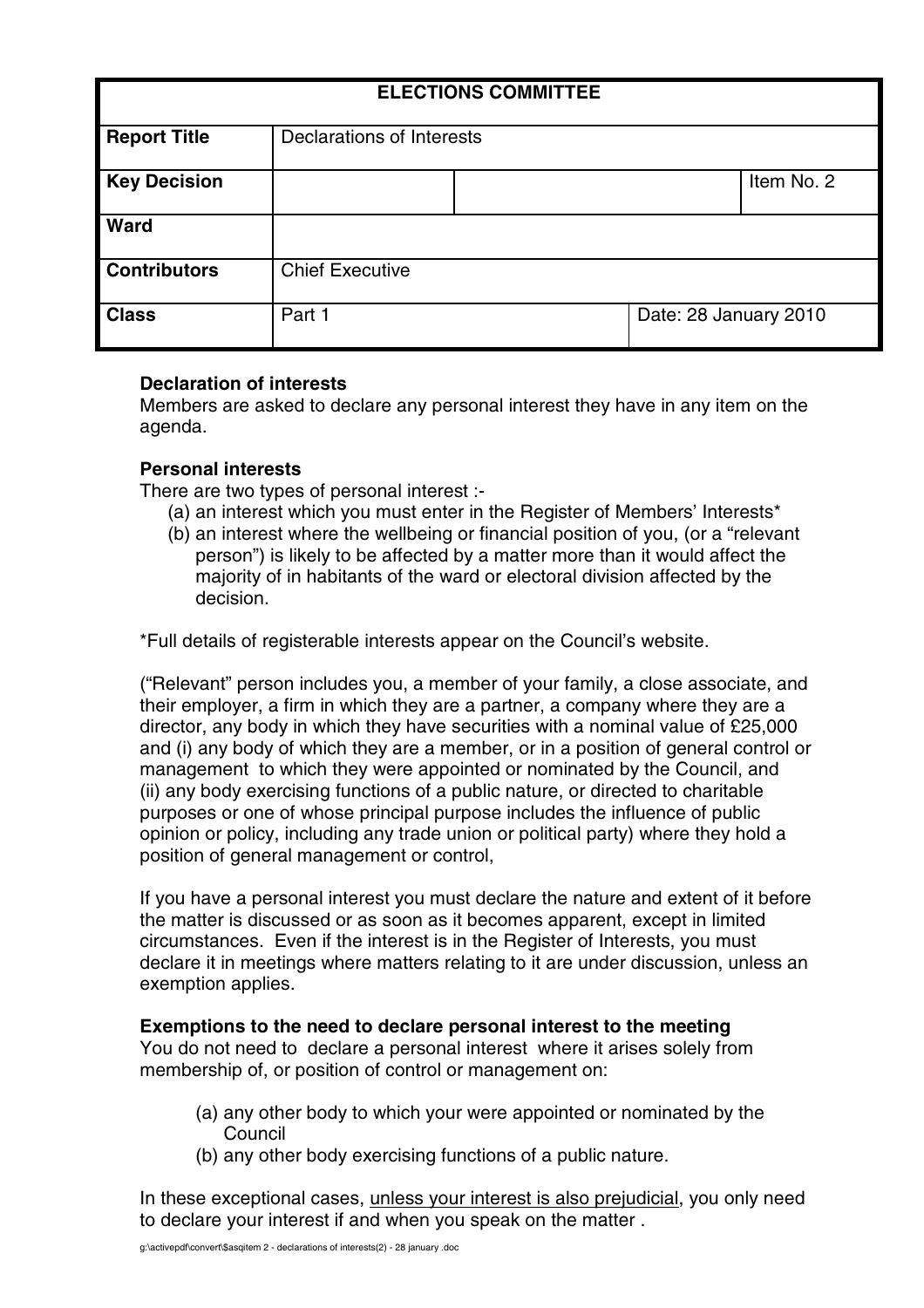| ELECTIONS COMMITTEE | | | |
|---|---|---|---|
| **Report Title** | Declarations of Interests | | |
| **Key Decision** | | | Item No. 2 |
| **Ward** | | | |
| **Contributors** | Chief Executive | | |
| **Class** | Part 1 | Date: 28 January 2010 | |

**Declaration of interests**
Members are asked to declare any personal interest they have in any item on the agenda.

**Personal interests**
There are two types of personal interest :-

(a) an interest which you must enter in the Register of Members' Interests*
(b) an interest where the wellbeing or financial position of you, (or a "relevant person") is likely to be affected by a matter more than it would affect the majority of in habitants of the ward or electoral division affected by the decision.

*Full details of registerable interests appear on the Council's website.

("Relevant" person includes you, a member of your family, a close associate, and their employer, a firm in which they are a partner, a company where they are a director, any body in which they have securities with a nominal value of £25,000 and (i) any body of which they are a member, or in a position of general control or management to which they were appointed or nominated by the Council, and (ii) any body exercising functions of a public nature, or directed to charitable purposes or one of whose principal purpose includes the influence of public opinion or policy, including any trade union or political party) where they hold a position of general management or control,

If you have a personal interest you must declare the nature and extent of it before the matter is discussed or as soon as it becomes apparent, except in limited circumstances. Even if the interest is in the Register of Interests, you must declare it in meetings where matters relating to it are under discussion, unless an exemption applies.

**Exemptions to the need to declare personal interest to the meeting**
You do not need to declare a personal interest where it arises solely from membership of, or position of control or management on:

(a) any other body to which your were appointed or nominated by the Council
(b) any other body exercising functions of a public nature.

In these exceptional cases, <u>unless your interest is also prejudicial</u>, you only need to declare your interest if and when you speak on the matter .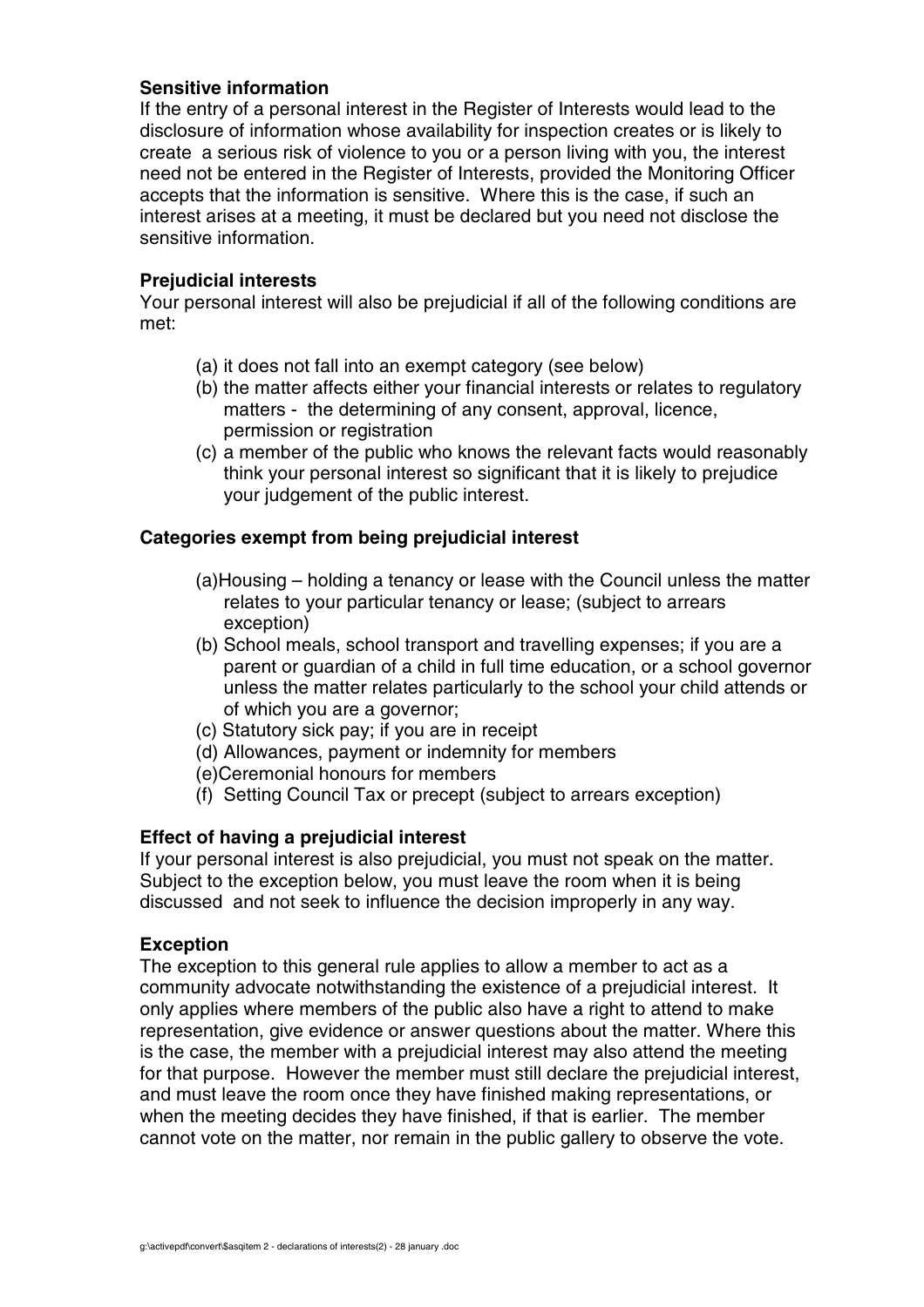**Sensitive information**

If the entry of a personal interest in the Register of Interests would lead to the disclosure of information whose availability for inspection creates or is likely to create a serious risk of violence to you or a person living with you, the interest need not be entered in the Register of Interests, provided the Monitoring Officer accepts that the information is sensitive. Where this is the case, if such an interest arises at a meeting, it must be declared but you need not disclose the sensitive information.

**Prejudicial interests**

Your personal interest will also be prejudicial if all of the following conditions are met:

(a) it does not fall into an exempt category (see below)
(b) the matter affects either your financial interests or relates to regulatory matters - the determining of any consent, approval, licence, permission or registration
(c) a member of the public who knows the relevant facts would reasonably think your personal interest so significant that it is likely to prejudice your judgement of the public interest.

**Categories exempt from being prejudicial interest**

(a) Housing – holding a tenancy or lease with the Council unless the matter relates to your particular tenancy or lease; (subject to arrears exception)
(b) School meals, school transport and travelling expenses; if you are a parent or guardian of a child in full time education, or a school governor unless the matter relates particularly to the school your child attends or of which you are a governor;
(c) Statutory sick pay; if you are in receipt
(d) Allowances, payment or indemnity for members
(e) Ceremonial honours for members
(f) Setting Council Tax or precept (subject to arrears exception)

**Effect of having a prejudicial interest**

If your personal interest is also prejudicial, you must not speak on the matter. Subject to the exception below, you must leave the room when it is being discussed and not seek to influence the decision improperly in any way.

**Exception**

The exception to this general rule applies to allow a member to act as a community advocate notwithstanding the existence of a prejudicial interest. It only applies where members of the public also have a right to attend to make representation, give evidence or answer questions about the matter. Where this is the case, the member with a prejudicial interest may also attend the meeting for that purpose. However the member must still declare the prejudicial interest, and must leave the room once they have finished making representations, or when the meeting decides they have finished, if that is earlier. The member cannot vote on the matter, nor remain in the public gallery to observe the vote.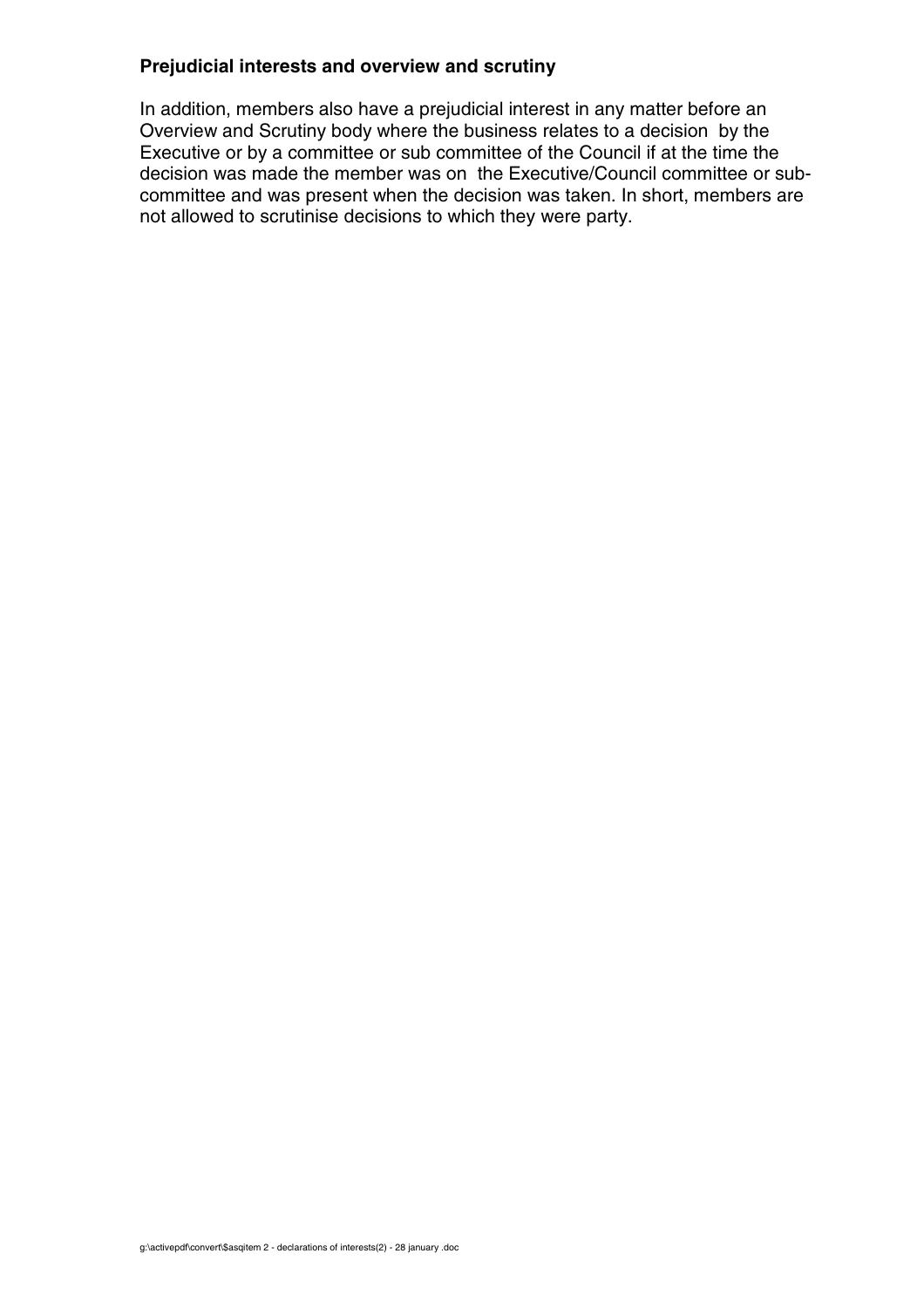**Prejudicial interests and overview and scrutiny**

In addition, members also have a prejudicial interest in any matter before an Overview and Scrutiny body where the business relates to a decision by the Executive or by a committee or sub committee of the Council if at the time the decision was made the member was on the Executive/Council committee or sub-committee and was present when the decision was taken. In short, members are not allowed to scrutinise decisions to which they were party.